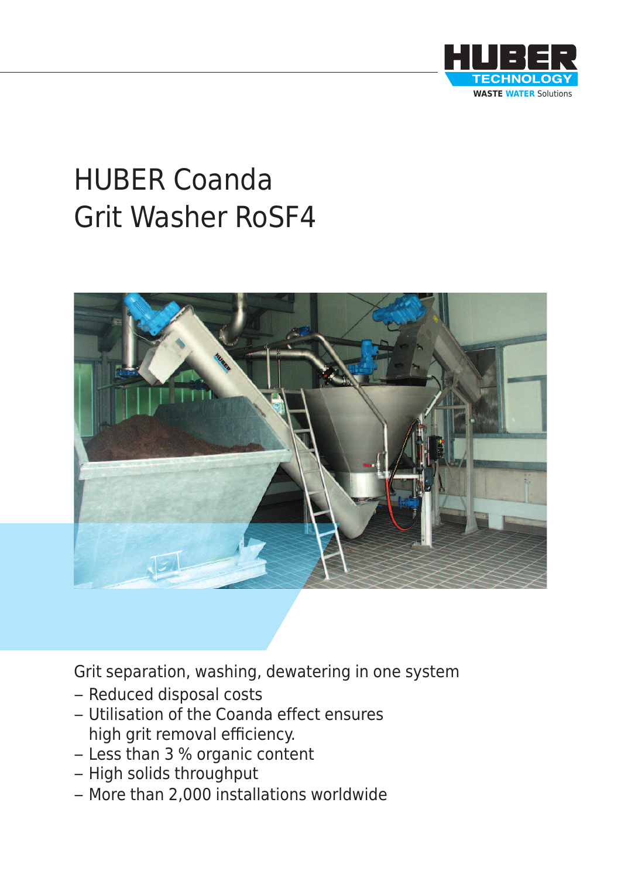# HUBER Coanda Grit Washer RoSF4

Grit separation, washing, dewatering in one system

- Reduced disposal costs
- Utilisation of the Coanda effect ensures high grit removal efficiency.
- Less than 3 % organic content
- High solids throughput
- More than 2,000 installations worldwide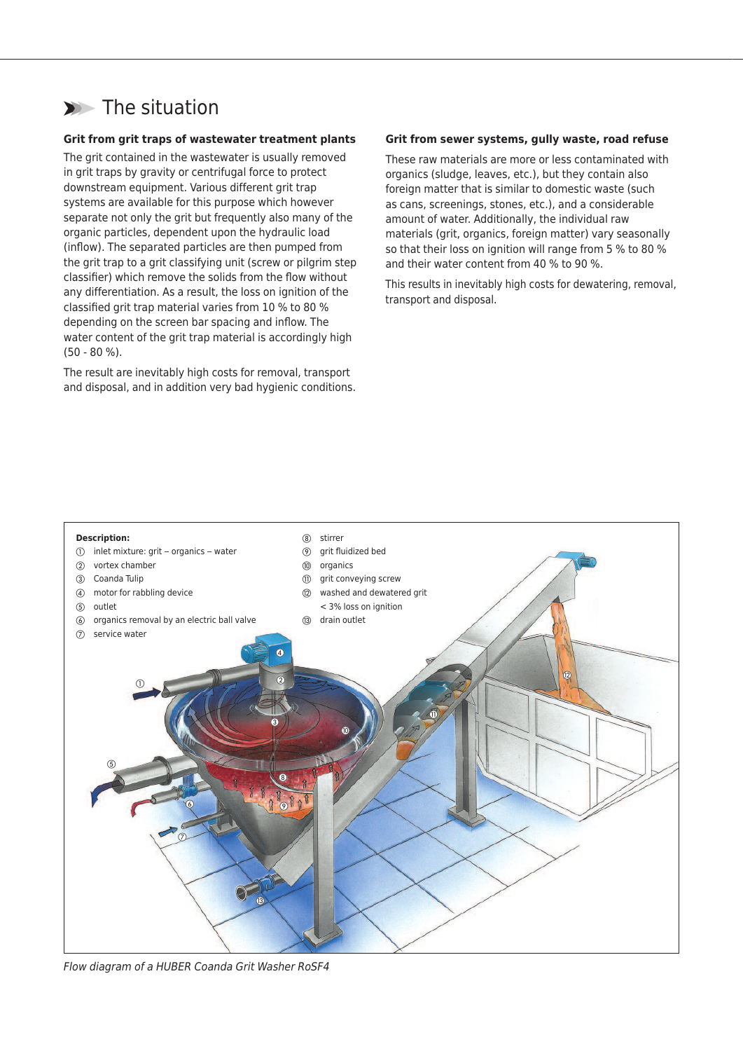# The situation

### Grit from grit traps of wastewater treatment plants

The grit contained in the wastewater is usually removed in grit traps by gravity or centrifugal force to protect downstream equipment. Various different grit trap systems are available for this purpose which however separate not only the grit but frequently also many of the organic particles, dependent upon the hydraulic load (inflow). The separated particles are then pumped from the grit trap to a grit classifying unit (screw or pilgrim step classifier) which remove the solids from the flow without any differentiation. As a result, the loss on ignition of the classified grit trap material varies from 10 % to 80 % depending on the screen bar spacing and inflow. The water content of the grit trap material is accordingly high (50 - 80 %).

The result are inevitably high costs for removal, transport and disposal, and in addition very bad hygienic conditions.

### Grit from sewer systems, gully waste, road refuse

These raw materials are more or less contaminated with organics (sludge, leaves, etc.), but they contain also foreign matter that is similar to domestic waste (such as cans, screenings, stones, etc.), and a considerable amount of water. Additionally, the individual raw materials (grit, organics, foreign matter) vary seasonally so that their loss on ignition will range from 5 % to 80 % and their water content from 40 % to 90 %.

This results in inevitably high costs for dewatering, removal, transport and disposal.

**Description:**

1. inlet mixture: grit – organics – water
2. vortex chamber
3. Coanda Tulip
4. motor for rabbling device
5. outlet
6. organics removal by an electric ball valve
7. service water
8. stirrer
9. grit fluidized bed
10. organics
11. grit conveying screw
12. washed and dewatered grit < 3% loss on ignition
13. drain outlet

*Flow diagram of a HUBER Coanda Grit Washer RoSF4*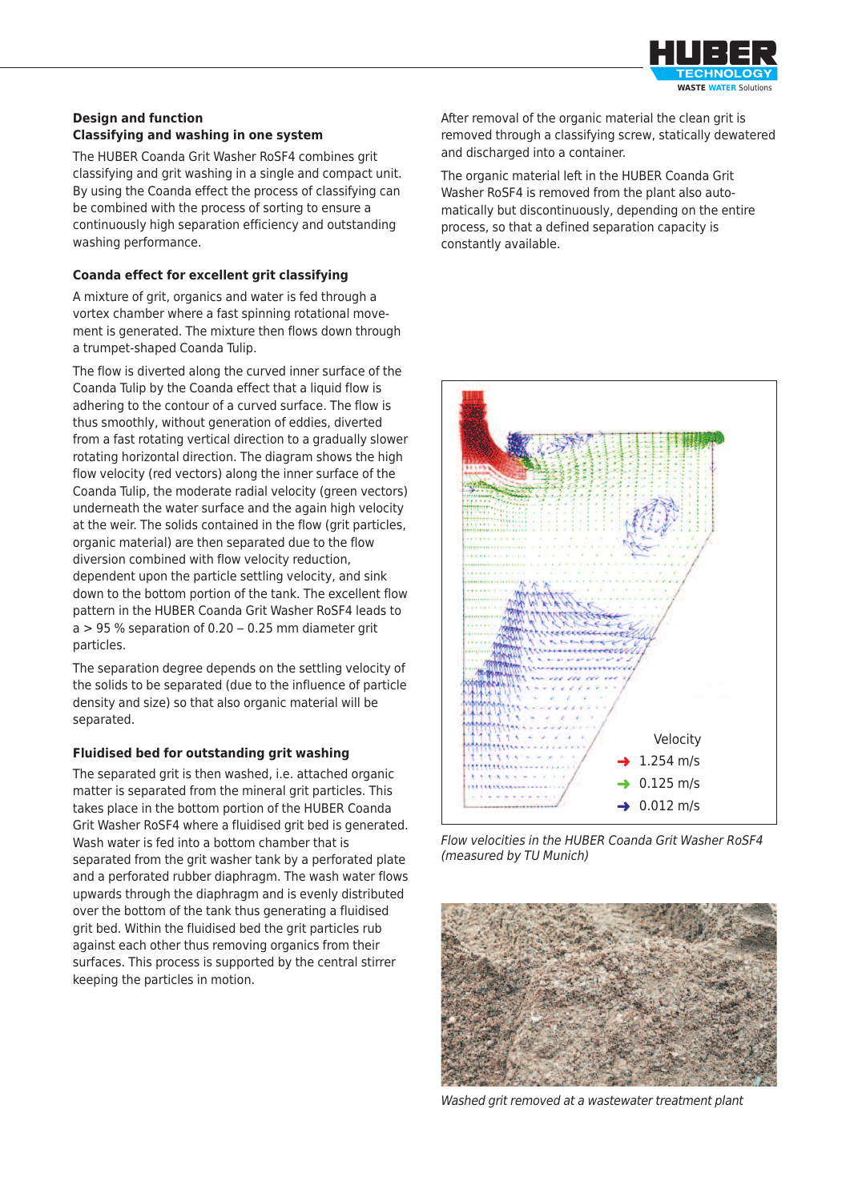## Design and function
### Classifying and washing in one system

The HUBER Coanda Grit Washer RoSF4 combines grit classifying and grit washing in a single and compact unit. By using the Coanda effect the process of classifying can be combined with the process of sorting to ensure a continuously high separation efficiency and outstanding washing performance.

### Coanda effect for excellent grit classifying

A mixture of grit, organics and water is fed through a vortex chamber where a fast spinning rotational movement is generated. The mixture then flows down through a trumpet-shaped Coanda Tulip.

The flow is diverted along the curved inner surface of the Coanda Tulip by the Coanda effect that a liquid flow is adhering to the contour of a curved surface. The flow is thus smoothly, without generation of eddies, diverted from a fast rotating vertical direction to a gradually slower rotating horizontal direction. The diagram shows the high flow velocity (red vectors) along the inner surface of the Coanda Tulip, the moderate radial velocity (green vectors) underneath the water surface and the again high velocity at the weir. The solids contained in the flow (grit particles, organic material) are then separated due to the flow diversion combined with flow velocity reduction, dependent upon the particle settling velocity, and sink down to the bottom portion of the tank. The excellent flow pattern in the HUBER Coanda Grit Washer RoSF4 leads to a > 95 % separation of 0.20 – 0.25 mm diameter grit particles.

The separation degree depends on the settling velocity of the solids to be separated (due to the influence of particle density and size) so that also organic material will be separated.

### Fluidised bed for outstanding grit washing

The separated grit is then washed, i.e. attached organic matter is separated from the mineral grit particles. This takes place in the bottom portion of the HUBER Coanda Grit Washer RoSF4 where a fluidised grit bed is generated. Wash water is fed into a bottom chamber that is separated from the grit washer tank by a perforated plate and a perforated rubber diaphragm. The wash water flows upwards through the diaphragm and is evenly distributed over the bottom of the tank thus generating a fluidised grit bed. Within the fluidised bed the grit particles rub against each other thus removing organics from their surfaces. This process is supported by the central stirrer keeping the particles in motion.

After removal of the organic material the clean grit is removed through a classifying screw, statically dewatered and discharged into a container.

The organic material left in the HUBER Coanda Grit Washer RoSF4 is removed from the plant also automatically but discontinuously, depending on the entire process, so that a defined separation capacity is constantly available.

Velocity
- 1.254 m/s
- 0.125 m/s
- 0.012 m/s

*Flow velocities in the HUBER Coanda Grit Washer RoSF4 (measured by TU Munich)*

*Washed grit removed at a wastewater treatment plant*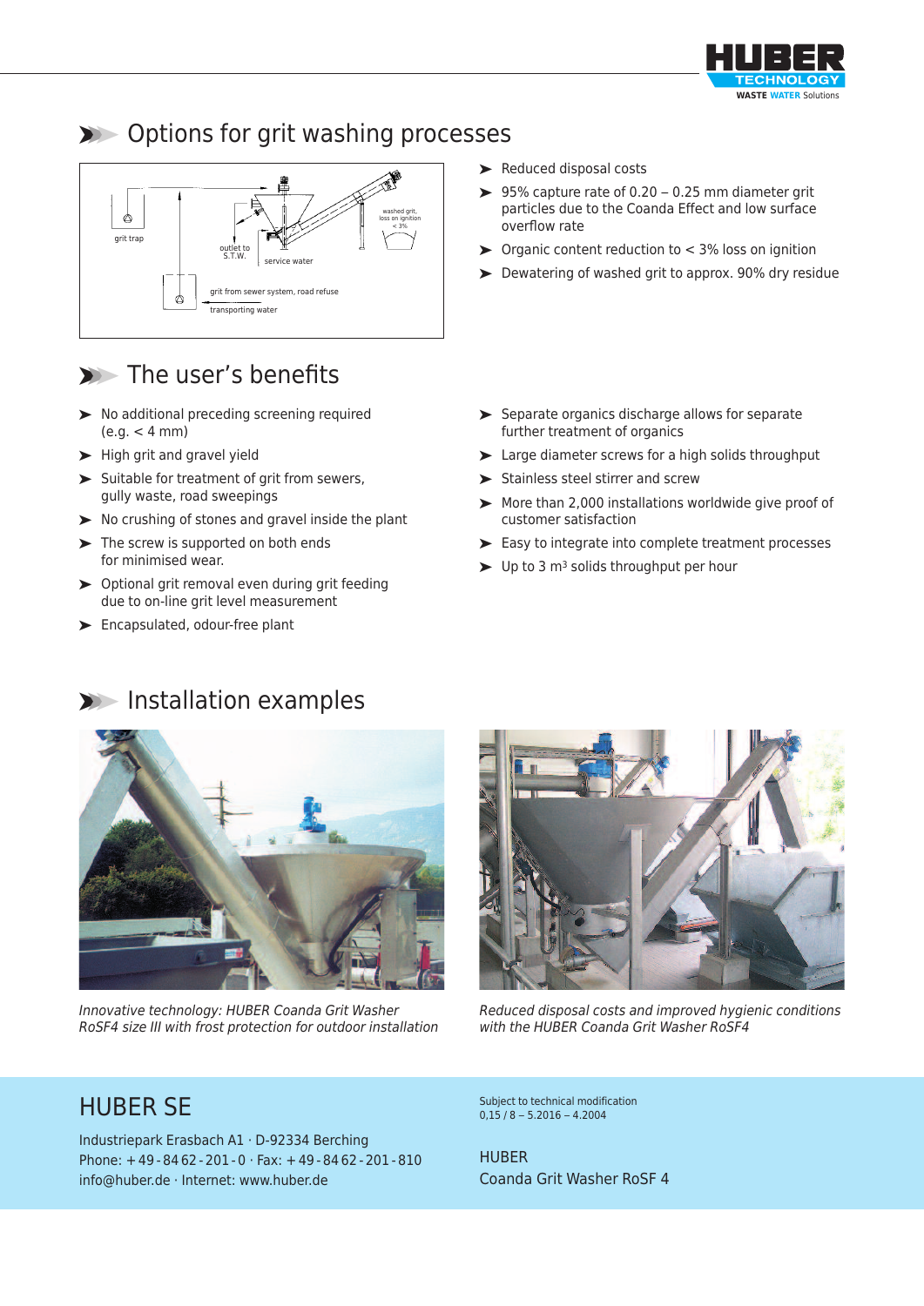## Options for grit washing processes

grit trap

outlet to S.T.W.

service water

washed grit, loss on ignition < 3%

grit from sewer system, road refuse

transporting water

- Reduced disposal costs
- 95% capture rate of 0.20 – 0.25 mm diameter grit particles due to the Coanda Effect and low surface overflow rate
- Organic content reduction to < 3% loss on ignition
- Dewatering of washed grit to approx. 90% dry residue

## The user's benefits

- No additional preceding screening required (e.g. < 4 mm)
- High grit and gravel yield
- Suitable for treatment of grit from sewers, gully waste, road sweepings
- No crushing of stones and gravel inside the plant
- The screw is supported on both ends for minimised wear.
- Optional grit removal even during grit feeding due to on-line grit level measurement
- Encapsulated, odour-free plant
- Separate organics discharge allows for separate further treatment of organics
- Large diameter screws for a high solids throughput
- Stainless steel stirrer and screw
- More than 2,000 installations worldwide give proof of customer satisfaction
- Easy to integrate into complete treatment processes
- Up to 3 m³ solids throughput per hour

## Installation examples

*Innovative technology: HUBER Coanda Grit Washer RoSF4 size III with frost protection for outdoor installation*

*Reduced disposal costs and improved hygienic conditions with the HUBER Coanda Grit Washer RoSF4*

## HUBER SE

Industriepark Erasbach A1 · D-92334 Berching
Phone: + 49 - 84 62 - 201 - 0 · Fax: + 49 - 84 62 - 201 - 810
info@huber.de · Internet: www.huber.de

Subject to technical modification
0,15 / 8 – 5.2016 – 4.2004

HUBER
Coanda Grit Washer RoSF 4